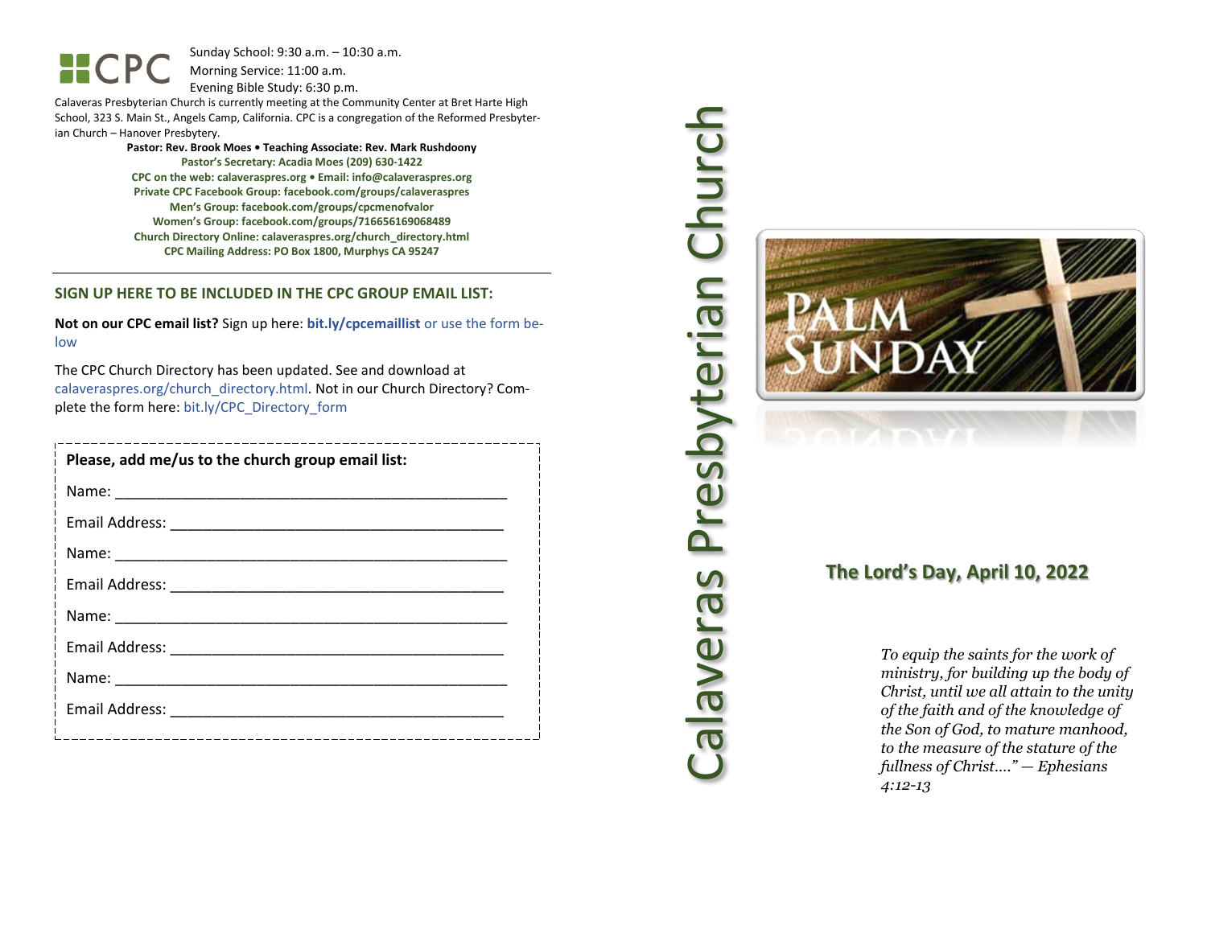CPC

Sunday School: 9:30 a.m. – 10:30 a.m.
Morning Service: 11:00 a.m.
Evening Bible Study: 6:30 p.m.

Calaveras Presbyterian Church is currently meeting at the Community Center at Bret Harte High School, 323 S. Main St., Angels Camp, California. CPC is a congregation of the Reformed Presbyterian Church – Hanover Presbytery.

**Pastor: Rev. Brook Moes • Teaching Associate: Rev. Mark Rushdoony**
**Pastor's Secretary: Acadia Moes (209) 630-1422**
**CPC on the web: calaveraspres.org • Email: info@calaveraspres.org**
**Private CPC Facebook Group: facebook.com/groups/calaveraspres**
**Men's Group: facebook.com/groups/cpcmenofvalor**
**Women's Group: facebook.com/groups/716656169068489**
**Church Directory Online: calaveraspres.org/church_directory.html**
**CPC Mailing Address: PO Box 1800, Murphys CA 95247**

---

## SIGN UP HERE TO BE INCLUDED IN THE CPC GROUP EMAIL LIST:

**Not on our CPC email list?** Sign up here: **bit.ly/cpcemaillist** or use the form below

The CPC Church Directory has been updated. See and download at calaveraspres.org/church_directory.html. Not in our Church Directory? Complete the form here: bit.ly/CPC_Directory_form

**Please, add me/us to the church group email list:**

Name: ______________________________________________

Email Address: ________________________________________

Name: ______________________________________________

Email Address: ________________________________________

Name: ______________________________________________

Email Address: ________________________________________

Name: ______________________________________________

Email Address: ________________________________________

# Calaveras Presbyterian Church

PALM SUNDAY

## The Lord's Day, April 10, 2022

*To equip the saints for the work of ministry, for building up the body of Christ, until we all attain to the unity of the faith and of the knowledge of the Son of God, to mature manhood, to the measure of the stature of the fullness of Christ…." — Ephesians 4:12-13*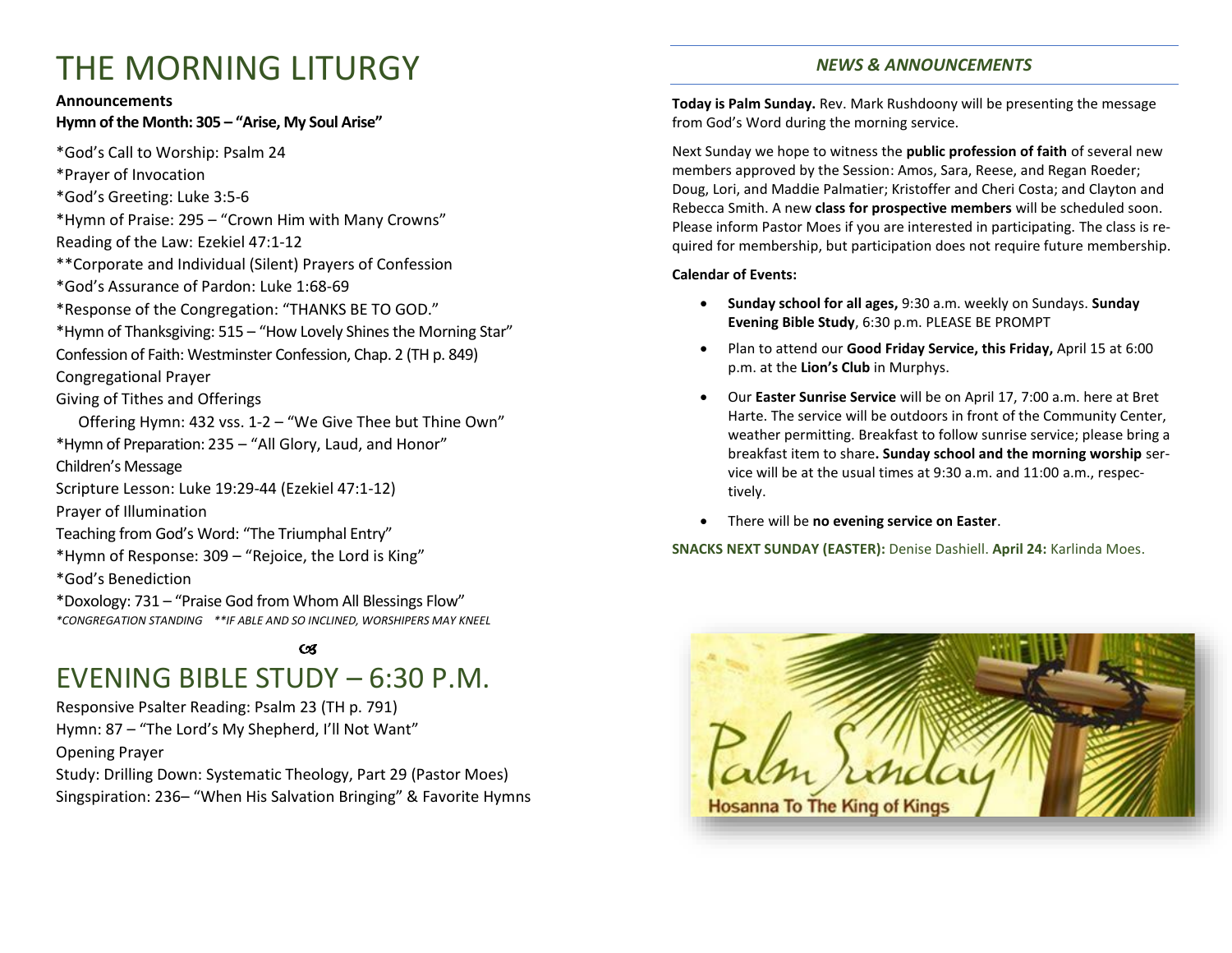# THE MORNING LITURGY

**Announcements**
**Hymn of the Month: 305 – "Arise, My Soul Arise"**

*God's Call to Worship: Psalm 24
*Prayer of Invocation
*God's Greeting: Luke 3:5-6
*Hymn of Praise: 295 – "Crown Him with Many Crowns"
Reading of the Law: Ezekiel 47:1-12
**Corporate and Individual (Silent) Prayers of Confession
*God's Assurance of Pardon: Luke 1:68-69
*Response of the Congregation: "THANKS BE TO GOD."
*Hymn of Thanksgiving: 515 – "How Lovely Shines the Morning Star"
Confession of Faith: Westminster Confession, Chap. 2 (TH p. 849)
Congregational Prayer
Giving of Tithes and Offerings
Offering Hymn: 432 vss. 1-2 – "We Give Thee but Thine Own"
*Hymn of Preparation: 235 – "All Glory, Laud, and Honor"
Children's Message
Scripture Lesson: Luke 19:29-44 (Ezekiel 47:1-12)
Prayer of Illumination
Teaching from God's Word: "The Triumphal Entry"
*Hymn of Response: 309 – "Rejoice, the Lord is King"
*God's Benediction
*Doxology: 731 – "Praise God from Whom All Blessings Flow"

*\*CONGREGATION STANDING \*\*IF ABLE AND SO INCLINED, WORSHIPERS MAY KNEEL*

# EVENING BIBLE STUDY – 6:30 P.M.

Responsive Psalter Reading: Psalm 23 (TH p. 791)
Hymn: 87 – "The Lord's My Shepherd, I'll Not Want"
Opening Prayer
Study: Drilling Down: Systematic Theology, Part 29 (Pastor Moes)
Singspiration: 236– "When His Salvation Bringing" & Favorite Hymns

## *NEWS & ANNOUNCEMENTS*

**Today is Palm Sunday.** Rev. Mark Rushdoony will be presenting the message from God's Word during the morning service.

Next Sunday we hope to witness the **public profession of faith** of several new members approved by the Session: Amos, Sara, Reese, and Regan Roeder; Doug, Lori, and Maddie Palmatier; Kristoffer and Cheri Costa; and Clayton and Rebecca Smith. A new **class for prospective members** will be scheduled soon. Please inform Pastor Moes if you are interested in participating. The class is required for membership, but participation does not require future membership.

**Calendar of Events:**

- **Sunday school for all ages,** 9:30 a.m. weekly on Sundays. **Sunday Evening Bible Study**, 6:30 p.m. PLEASE BE PROMPT
- Plan to attend our **Good Friday Service, this Friday,** April 15 at 6:00 p.m. at the **Lion's Club** in Murphys.
- Our **Easter Sunrise Service** will be on April 17, 7:00 a.m. here at Bret Harte. The service will be outdoors in front of the Community Center, weather permitting. Breakfast to follow sunrise service; please bring a breakfast item to share**. Sunday school and the morning worship** service will be at the usual times at 9:30 a.m. and 11:00 a.m., respectively.
- There will be **no evening service on Easter**.

**SNACKS NEXT SUNDAY (EASTER):** Denise Dashiell. **April 24:** Karlinda Moes.

Palm Sunday
Hosanna To The King of Kings